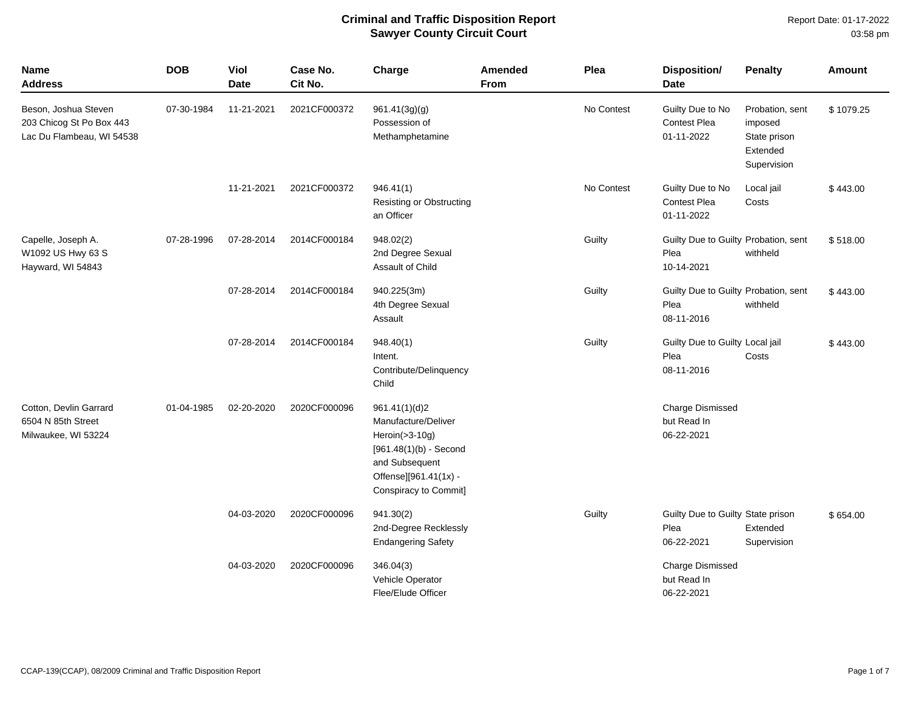# Criminal and Traffic Disposition Report
## Sawyer County Circuit Court

Report Date: 01-17-2022
03:58 pm

| Name<br>Address | DOB | Viol<br>Date | Case No.<br>Cit No. | Charge | Amended<br>From | Plea | Disposition/<br>Date | Penalty | Amount |
|---|---|---|---|---|---|---|---|---|---|
| Beson, Joshua Steven<br>203 Chicog St Po Box 443<br>Lac Du Flambeau, WI 54538 | 07-30-1984 | 11-21-2021 | 2021CF000372 | 961.41(3g)(g)<br>Possession of Methamphetamine | | No Contest | Guilty Due to No Contest Plea<br>01-11-2022 | Probation, sent imposed<br>State prison<br>Extended Supervision | $ 1079.25 |
| | | 11-21-2021 | 2021CF000372 | 946.41(1)<br>Resisting or Obstructing an Officer | | No Contest | Guilty Due to No Contest Plea<br>01-11-2022 | Local jail<br>Costs | $ 443.00 |
| Capelle, Joseph A.<br>W1092 US Hwy 63 S<br>Hayward, WI 54843 | 07-28-1996 | 07-28-2014 | 2014CF000184 | 948.02(2)<br>2nd Degree Sexual Assault of Child | | Guilty | Guilty Due to Guilty Plea<br>10-14-2021 | Probation, sent withheld | $ 518.00 |
| | | 07-28-2014 | 2014CF000184 | 940.225(3m)<br>4th Degree Sexual Assault | | Guilty | Guilty Due to Guilty Plea<br>08-11-2016 | Probation, sent withheld | $ 443.00 |
| | | 07-28-2014 | 2014CF000184 | 948.40(1)<br>Intent. Contribute/Delinquency Child | | Guilty | Guilty Due to Guilty Plea<br>08-11-2016 | Local jail<br>Costs | $ 443.00 |
| Cotton, Devlin Garrard<br>6504 N 85th Street<br>Milwaukee, WI 53224 | 01-04-1985 | 02-20-2020 | 2020CF000096 | 961.41(1)(d)2<br>Manufacture/Deliver Heroin(>3-10g) [961.48(1)(b) - Second and Subsequent Offense][961.41(1x) - Conspiracy to Commit] | | | Charge Dismissed but Read In<br>06-22-2021 | | |
| | | 04-03-2020 | 2020CF000096 | 941.30(2)<br>2nd-Degree Recklessly Endangering Safety | | Guilty | Guilty Due to Guilty Plea<br>06-22-2021 | State prison<br>Extended Supervision | $ 654.00 |
| | | 04-03-2020 | 2020CF000096 | 346.04(3)<br>Vehicle Operator Flee/Elude Officer | | | Charge Dismissed but Read In<br>06-22-2021 | | |

CCAP-139(CCAP), 08/2009 Criminal and Traffic Disposition Report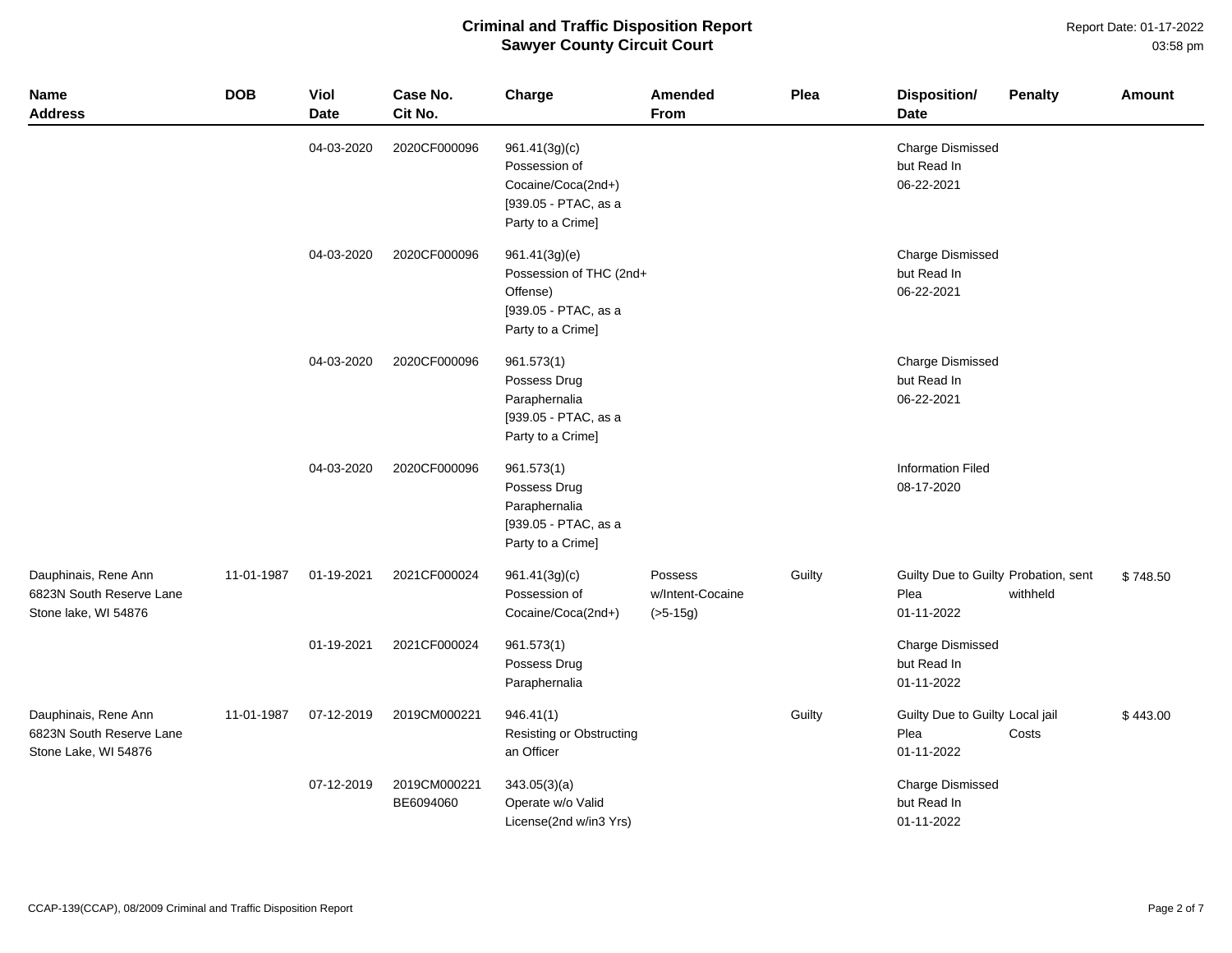# Criminal and Traffic Disposition Report
## Sawyer County Circuit Court

Report Date: 01-17-2022
03:58 pm

| Name Address | DOB | Viol Date | Case No. Cit No. | Charge | Amended From | Plea | Disposition/ Date | Penalty | Amount |
|---|---|---|---|---|---|---|---|---|---|
| | | 04-03-2020 | 2020CF000096 | 961.41(3g)(c) Possession of Cocaine/Coca(2nd+) [939.05 - PTAC, as a Party to a Crime] | | | Charge Dismissed but Read In 06-22-2021 | | |
| | | 04-03-2020 | 2020CF000096 | 961.41(3g)(e) Possession of THC (2nd+ Offense) [939.05 - PTAC, as a Party to a Crime] | | | Charge Dismissed but Read In 06-22-2021 | | |
| | | 04-03-2020 | 2020CF000096 | 961.573(1) Possess Drug Paraphernalia [939.05 - PTAC, as a Party to a Crime] | | | Charge Dismissed but Read In 06-22-2021 | | |
| | | 04-03-2020 | 2020CF000096 | 961.573(1) Possess Drug Paraphernalia [939.05 - PTAC, as a Party to a Crime] | | | Information Filed 08-17-2020 | | |
| Dauphinais, Rene Ann 6823N South Reserve Lane Stone lake, WI 54876 | 11-01-1987 | 01-19-2021 | 2021CF000024 | 961.41(3g)(c) Possession of Cocaine/Coca(2nd+) | Possess w/Intent-Cocaine (>5-15g) | Guilty | Guilty Due to Guilty Plea 01-11-2022 | Probation, sent withheld | $ 748.50 |
| | | 01-19-2021 | 2021CF000024 | 961.573(1) Possess Drug Paraphernalia | | | Charge Dismissed but Read In 01-11-2022 | | |
| Dauphinais, Rene Ann 6823N South Reserve Lane Stone Lake, WI 54876 | 11-01-1987 | 07-12-2019 | 2019CM000221 | 946.41(1) Resisting or Obstructing an Officer | | Guilty | Guilty Due to Guilty Plea 01-11-2022 | Local jail Costs | $ 443.00 |
| | | 07-12-2019 | 2019CM000221 BE6094060 | 343.05(3)(a) Operate w/o Valid License(2nd w/in3 Yrs) | | | Charge Dismissed but Read In 01-11-2022 | | |

CCAP-139(CCAP), 08/2009 Criminal and Traffic Disposition Report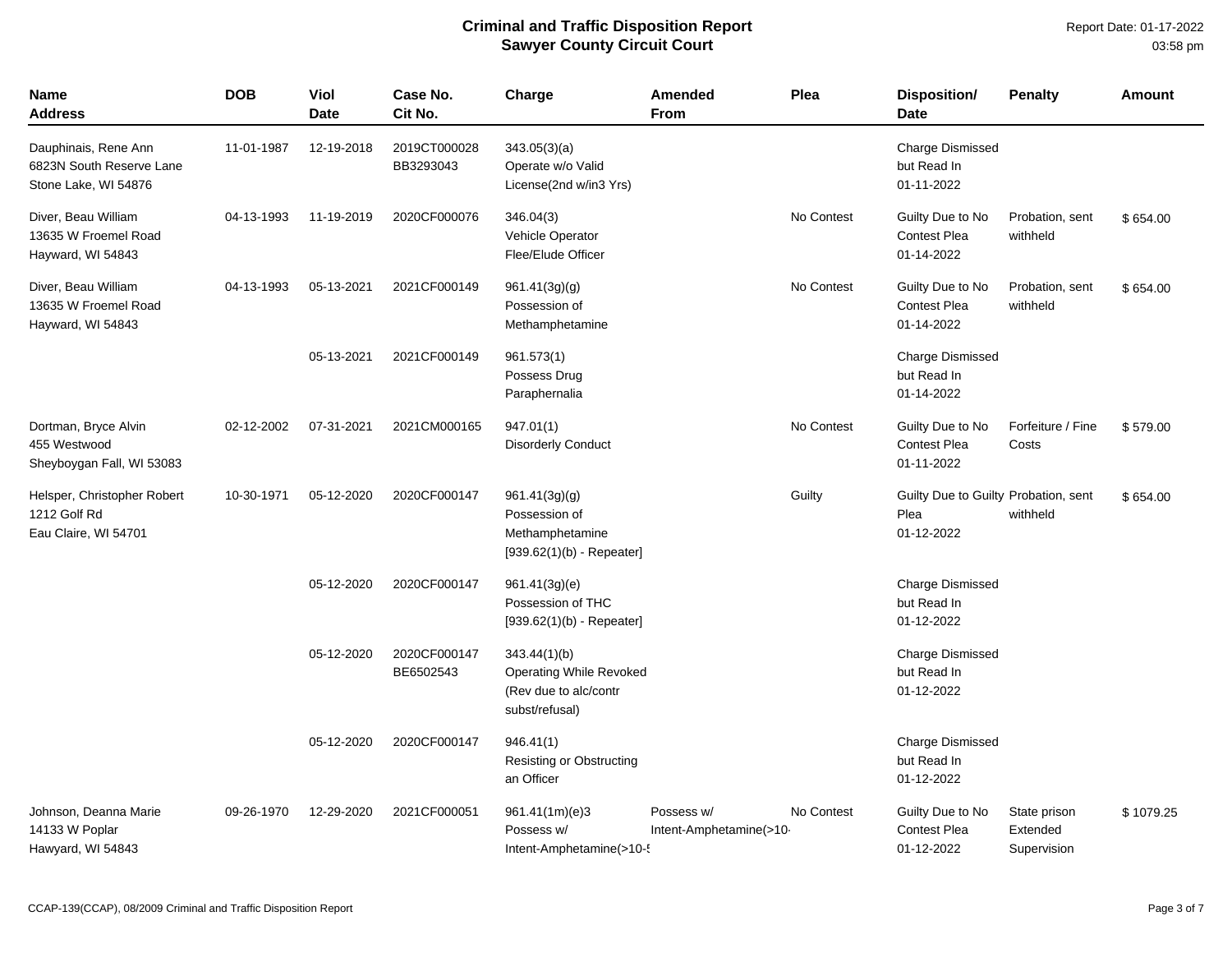# Criminal and Traffic Disposition Report
## Sawyer County Circuit Court

Report Date: 01-17-2022
03:58 pm

| Name<br>Address | DOB | Viol Date | Case No.<br>Cit No. | Charge | Amended From | Plea | Disposition/<br>Date | Penalty | Amount |
|---|---|---|---|---|---|---|---|---|---|
| Dauphinais, Rene Ann<br>6823N South Reserve Lane<br>Stone Lake, WI 54876 | 11-01-1987 | 12-19-2018 | 2019CT000028<br>BB3293043 | 343.05(3)(a)<br>Operate w/o Valid License(2nd w/in3 Yrs) | | | Charge Dismissed but Read In<br>01-11-2022 | | |
| Diver, Beau William<br>13635 W Froemel Road<br>Hayward, WI 54843 | 04-13-1993 | 11-19-2019 | 2020CF000076 | 346.04(3)<br>Vehicle Operator Flee/Elude Officer | | No Contest | Guilty Due to No Contest Plea<br>01-14-2022 | Probation, sent withheld | $ 654.00 |
| Diver, Beau William<br>13635 W Froemel Road<br>Hayward, WI 54843 | 04-13-1993 | 05-13-2021 | 2021CF000149 | 961.41(3g)(g)<br>Possession of Methamphetamine | | No Contest | Guilty Due to No Contest Plea<br>01-14-2022 | Probation, sent withheld | $ 654.00 |
| | | 05-13-2021 | 2021CF000149 | 961.573(1)<br>Possess Drug Paraphernalia | | | Charge Dismissed but Read In<br>01-14-2022 | | |
| Dortman, Bryce Alvin<br>455 Westwood<br>Sheyboygan Fall, WI 53083 | 02-12-2002 | 07-31-2021 | 2021CM000165 | 947.01(1)<br>Disorderly Conduct | | No Contest | Guilty Due to No Contest Plea<br>01-11-2022 | Forfeiture / Fine Costs | $ 579.00 |
| Helsper, Christopher Robert<br>1212 Golf Rd<br>Eau Claire, WI 54701 | 10-30-1971 | 05-12-2020 | 2020CF000147 | 961.41(3g)(g)<br>Possession of Methamphetamine<br>[939.62(1)(b) - Repeater] | | Guilty | Guilty Due to Guilty Plea<br>01-12-2022 | Probation, sent withheld | $ 654.00 |
| | | 05-12-2020 | 2020CF000147 | 961.41(3g)(e)<br>Possession of THC<br>[939.62(1)(b) - Repeater] | | | Charge Dismissed but Read In<br>01-12-2022 | | |
| | | 05-12-2020 | 2020CF000147<br>BE6502543 | 343.44(1)(b)<br>Operating While Revoked (Rev due to alc/contr subst/refusal) | | | Charge Dismissed but Read In<br>01-12-2022 | | |
| | | 05-12-2020 | 2020CF000147 | 946.41(1)<br>Resisting or Obstructing an Officer | | | Charge Dismissed but Read In<br>01-12-2022 | | |
| Johnson, Deanna Marie<br>14133 W Poplar<br>Hawyard, WI 54843 | 09-26-1970 | 12-29-2020 | 2021CF000051 | 961.41(1m)(e)3<br>Possess w/ Intent-Amphetamine(>10-5 | Possess w/ Intent-Amphetamine(>10- | No Contest | Guilty Due to No Contest Plea<br>01-12-2022 | State prison Extended Supervision | $ 1079.25 |

CCAP-139(CCAP), 08/2009 Criminal and Traffic Disposition Report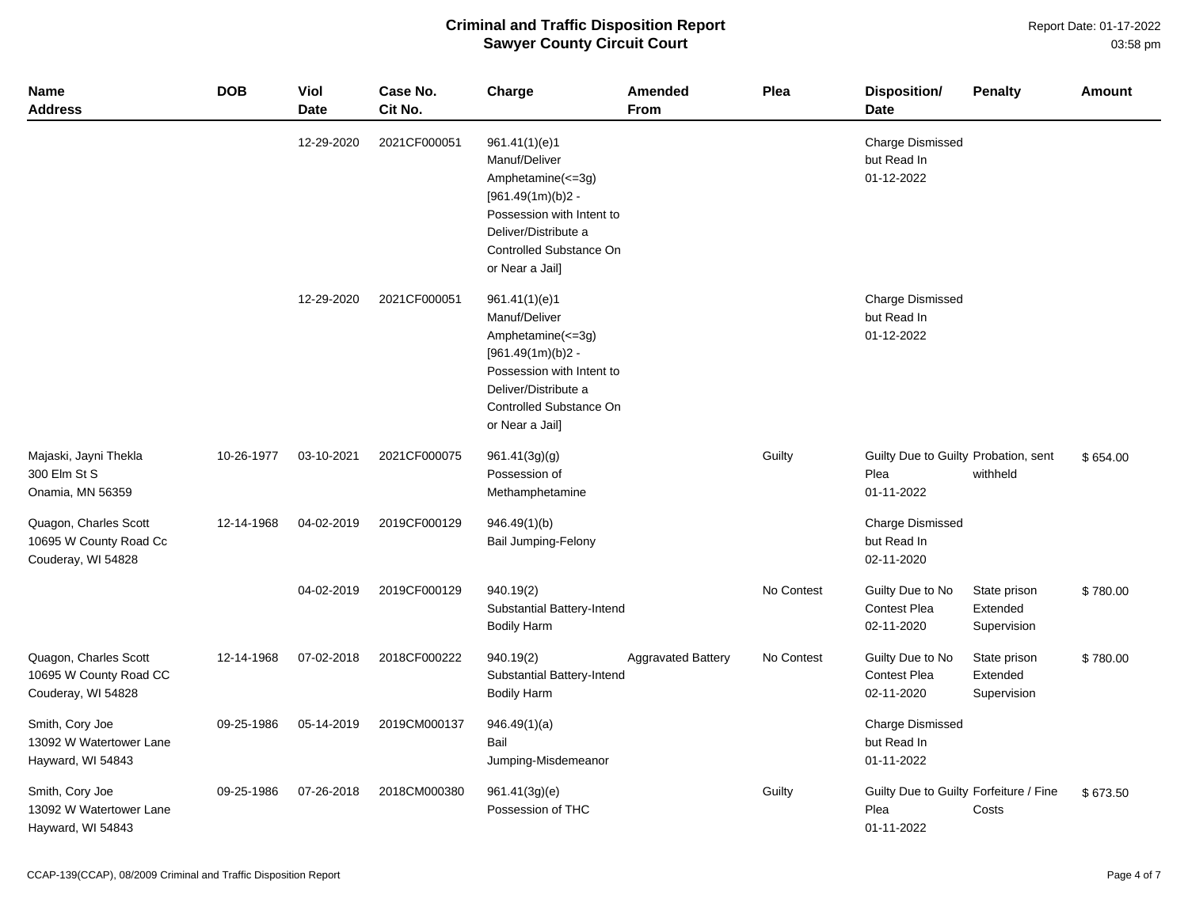# Criminal and Traffic Disposition Report
## Sawyer County Circuit Court

Report Date: 01-17-2022
03:58 pm

| Name<br>Address | DOB | Viol<br>Date | Case No.<br>Cit No. | Charge | Amended<br>From | Plea | Disposition/<br>Date | Penalty | Amount |
|---|---|---|---|---|---|---|---|---|---|
| | | 12-29-2020 | 2021CF000051 | 961.41(1)(e)1<br>Manuf/Deliver<br>Amphetamine(<=3g)<br>[961.49(1m)(b)2 -<br>Possession with Intent to<br>Deliver/Distribute a<br>Controlled Substance On<br>or Near a Jail] | | | Charge Dismissed<br>but Read In<br>01-12-2022 | | |
| | | 12-29-2020 | 2021CF000051 | 961.41(1)(e)1<br>Manuf/Deliver<br>Amphetamine(<=3g)<br>[961.49(1m)(b)2 -<br>Possession with Intent to<br>Deliver/Distribute a<br>Controlled Substance On<br>or Near a Jail] | | | Charge Dismissed<br>but Read In<br>01-12-2022 | | |
| Majaski, Jayni Thekla<br>300 Elm St S<br>Onamia, MN 56359 | 10-26-1977 | 03-10-2021 | 2021CF000075 | 961.41(3g)(g)<br>Possession of<br>Methamphetamine | | Guilty | Guilty Due to Guilty<br>Plea<br>01-11-2022 | Probation, sent<br>withheld | $ 654.00 |
| Quagon, Charles Scott<br>10695 W County Road Cc<br>Couderay, WI 54828 | 12-14-1968 | 04-02-2019 | 2019CF000129 | 946.49(1)(b)<br>Bail Jumping-Felony | | | Charge Dismissed<br>but Read In<br>02-11-2020 | | |
| | | 04-02-2019 | 2019CF000129 | 940.19(2)<br>Substantial Battery-Intend<br>Bodily Harm | | No Contest | Guilty Due to No<br>Contest Plea<br>02-11-2020 | State prison<br>Extended<br>Supervision | $ 780.00 |
| Quagon, Charles Scott<br>10695 W County Road CC<br>Couderay, WI 54828 | 12-14-1968 | 07-02-2018 | 2018CF000222 | 940.19(2)<br>Substantial Battery-Intend<br>Bodily Harm | Aggravated Battery | No Contest | Guilty Due to No<br>Contest Plea<br>02-11-2020 | State prison<br>Extended<br>Supervision | $ 780.00 |
| Smith, Cory Joe<br>13092 W Watertower Lane<br>Hayward, WI 54843 | 09-25-1986 | 05-14-2019 | 2019CM000137 | 946.49(1)(a)<br>Bail<br>Jumping-Misdemeanor | | | Charge Dismissed<br>but Read In<br>01-11-2022 | | |
| Smith, Cory Joe<br>13092 W Watertower Lane<br>Hayward, WI 54843 | 09-25-1986 | 07-26-2018 | 2018CM000380 | 961.41(3g)(e)<br>Possession of THC | | Guilty | Guilty Due to Guilty<br>Plea<br>01-11-2022 | Forfeiture / Fine<br>Costs | $ 673.50 |

CCAP-139(CCAP), 08/2009 Criminal and Traffic Disposition Report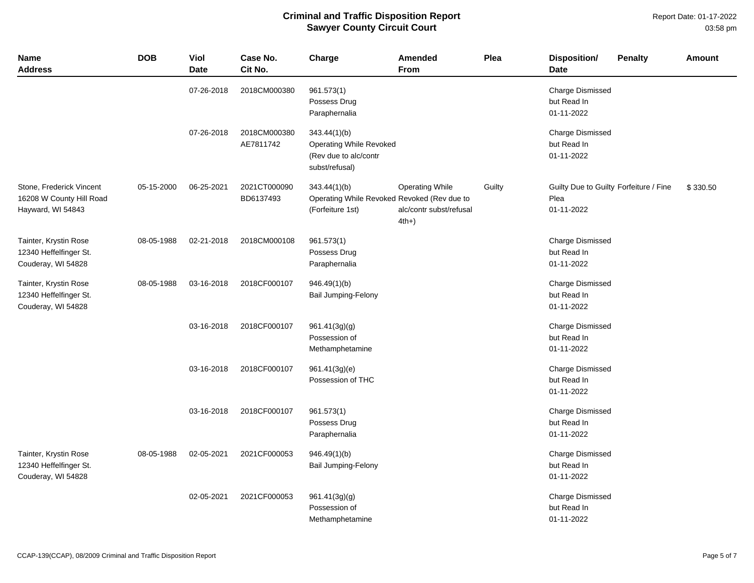# Criminal and Traffic Disposition Report
## Sawyer County Circuit Court

Report Date: 01-17-2022
03:58 pm

| Name<br>Address | DOB | Viol<br>Date | Case No.<br>Cit No. | Charge | Amended<br>From | Plea | Disposition/<br>Date | Penalty | Amount |
|---|---|---|---|---|---|---|---|---|---|
| | | 07-26-2018 | 2018CM000380 | 961.573(1)<br>Possess Drug Paraphernalia | | | Charge Dismissed but Read In<br>01-11-2022 | | |
| | | 07-26-2018 | 2018CM000380<br>AE7811742 | 343.44(1)(b)<br>Operating While Revoked (Rev due to alc/contr subst/refusal) | | | Charge Dismissed but Read In<br>01-11-2022 | | |
| Stone, Frederick Vincent<br>16208 W County Hill Road<br>Hayward, WI 54843 | 05-15-2000 | 06-25-2021 | 2021CT000090<br>BD6137493 | 343.44(1)(b)<br>Operating While Revoked (Forfeiture 1st) | Operating While Revoked (Rev due to alc/contr subst/refusal 4th+) | Guilty | Guilty Due to Guilty Plea<br>01-11-2022 | Forfeiture / Fine | $ 330.50 |
| Tainter, Krystin Rose<br>12340 Heffelfinger St.<br>Couderay, WI 54828 | 08-05-1988 | 02-21-2018 | 2018CM000108 | 961.573(1)<br>Possess Drug Paraphernalia | | | Charge Dismissed but Read In<br>01-11-2022 | | |
| Tainter, Krystin Rose<br>12340 Heffelfinger St.<br>Couderay, WI 54828 | 08-05-1988 | 03-16-2018 | 2018CF000107 | 946.49(1)(b)<br>Bail Jumping-Felony | | | Charge Dismissed but Read In<br>01-11-2022 | | |
| | | 03-16-2018 | 2018CF000107 | 961.41(3g)(g)<br>Possession of Methamphetamine | | | Charge Dismissed but Read In<br>01-11-2022 | | |
| | | 03-16-2018 | 2018CF000107 | 961.41(3g)(e)<br>Possession of THC | | | Charge Dismissed but Read In<br>01-11-2022 | | |
| | | 03-16-2018 | 2018CF000107 | 961.573(1)<br>Possess Drug Paraphernalia | | | Charge Dismissed but Read In<br>01-11-2022 | | |
| Tainter, Krystin Rose<br>12340 Heffelfinger St.<br>Couderay, WI 54828 | 08-05-1988 | 02-05-2021 | 2021CF000053 | 946.49(1)(b)<br>Bail Jumping-Felony | | | Charge Dismissed but Read In<br>01-11-2022 | | |
| | | 02-05-2021 | 2021CF000053 | 961.41(3g)(g)<br>Possession of Methamphetamine | | | Charge Dismissed but Read In<br>01-11-2022 | | |

CCAP-139(CCAP), 08/2009 Criminal and Traffic Disposition Report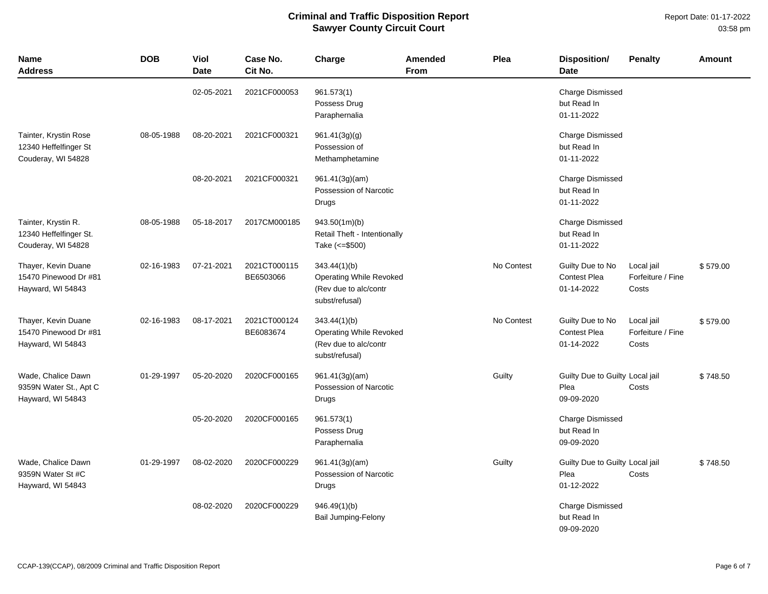# Criminal and Traffic Disposition Report
## Sawyer County Circuit Court

Report Date: 01-17-2022
03:58 pm

| Name Address | DOB | Viol Date | Case No. Cit No. | Charge | Amended From | Plea | Disposition/ Date | Penalty | Amount |
|---|---|---|---|---|---|---|---|---|---|
| | | 02-05-2021 | 2021CF000053 | 961.573(1) Possess Drug Paraphernalia | | | Charge Dismissed but Read In 01-11-2022 | | |
| Tainter, Krystin Rose 12340 Heffelfinger St Couderay, WI 54828 | 08-05-1988 | 08-20-2021 | 2021CF000321 | 961.41(3g)(g) Possession of Methamphetamine | | | Charge Dismissed but Read In 01-11-2022 | | |
| | | 08-20-2021 | 2021CF000321 | 961.41(3g)(am) Possession of Narcotic Drugs | | | Charge Dismissed but Read In 01-11-2022 | | |
| Tainter, Krystin R. 12340 Heffelfinger St. Couderay, WI 54828 | 08-05-1988 | 05-18-2017 | 2017CM000185 | 943.50(1m)(b) Retail Theft - Intentionally Take (<=$500) | | | Charge Dismissed but Read In 01-11-2022 | | |
| Thayer, Kevin Duane 15470 Pinewood Dr #81 Hayward, WI 54843 | 02-16-1983 | 07-21-2021 | 2021CT000115 BE6503066 | 343.44(1)(b) Operating While Revoked (Rev due to alc/contr subst/refusal) | | No Contest | Guilty Due to No Contest Plea 01-14-2022 | Local jail Forfeiture / Fine Costs | $ 579.00 |
| Thayer, Kevin Duane 15470 Pinewood Dr #81 Hayward, WI 54843 | 02-16-1983 | 08-17-2021 | 2021CT000124 BE6083674 | 343.44(1)(b) Operating While Revoked (Rev due to alc/contr subst/refusal) | | No Contest | Guilty Due to No Contest Plea 01-14-2022 | Local jail Forfeiture / Fine Costs | $ 579.00 |
| Wade, Chalice Dawn 9359N Water St., Apt C Hayward, WI 54843 | 01-29-1997 | 05-20-2020 | 2020CF000165 | 961.41(3g)(am) Possession of Narcotic Drugs | | Guilty | Guilty Due to Guilty Plea 09-09-2020 | Local jail Costs | $ 748.50 |
| | | 05-20-2020 | 2020CF000165 | 961.573(1) Possess Drug Paraphernalia | | | Charge Dismissed but Read In 09-09-2020 | | |
| Wade, Chalice Dawn 9359N Water St #C Hayward, WI 54843 | 01-29-1997 | 08-02-2020 | 2020CF000229 | 961.41(3g)(am) Possession of Narcotic Drugs | | Guilty | Guilty Due to Guilty Plea 01-12-2022 | Local jail Costs | $ 748.50 |
| | | 08-02-2020 | 2020CF000229 | 946.49(1)(b) Bail Jumping-Felony | | | Charge Dismissed but Read In 09-09-2020 | | |

CCAP-139(CCAP), 08/2009 Criminal and Traffic Disposition Report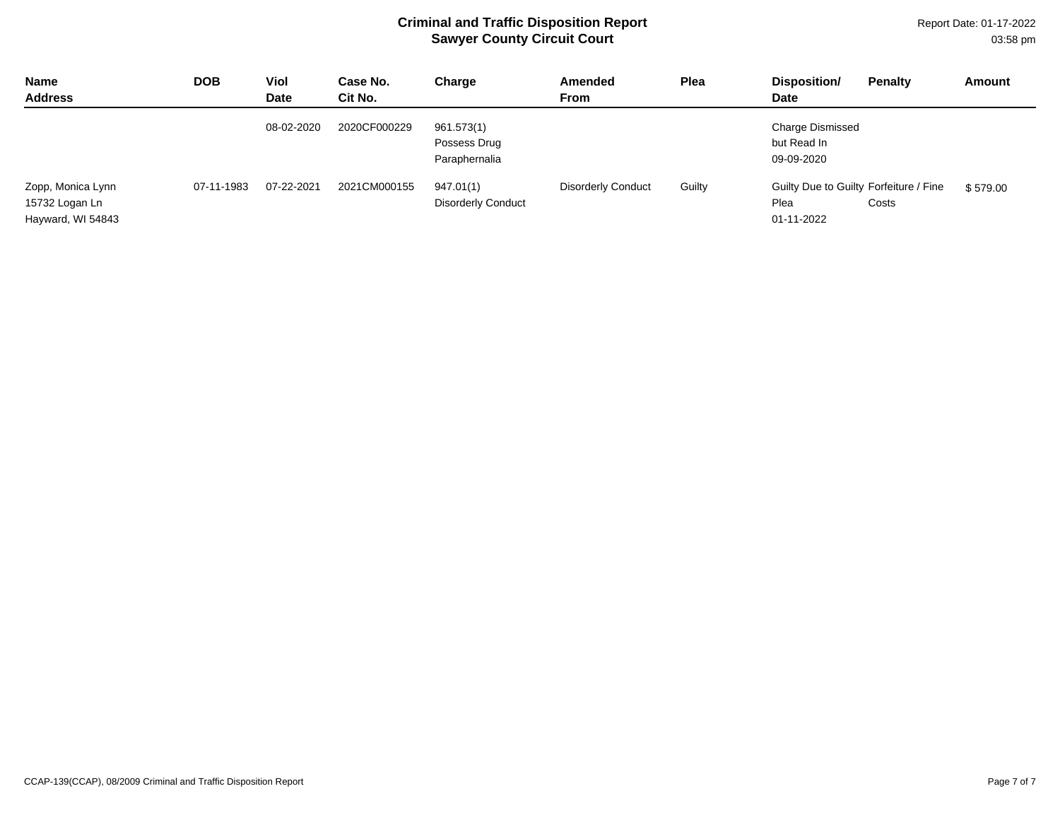# Criminal and Traffic Disposition Report
## Sawyer County Circuit Court

Report Date: 01-17-2022
03:58 pm

| Name<br>Address | DOB | Viol<br>Date | Case No.<br>Cit No. | Charge | Amended<br>From | Plea | Disposition/<br>Date | Penalty | Amount |
|---|---|---|---|---|---|---|---|---|---|
| | | 08-02-2020 | 2020CF000229 | 961.573(1)<br>Possess Drug<br>Paraphernalia | | | Charge Dismissed<br>but Read In<br>09-09-2020 | | |
| Zopp, Monica Lynn<br>15732 Logan Ln<br>Hayward, WI 54843 | 07-11-1983 | 07-22-2021 | 2021CM000155 | 947.01(1)<br>Disorderly Conduct | Disorderly Conduct | Guilty | Guilty Due to Guilty<br>Plea<br>01-11-2022 | Forfeiture / Fine<br>Costs | $ 579.00 |

CCAP-139(CCAP), 08/2009 Criminal and Traffic Disposition Report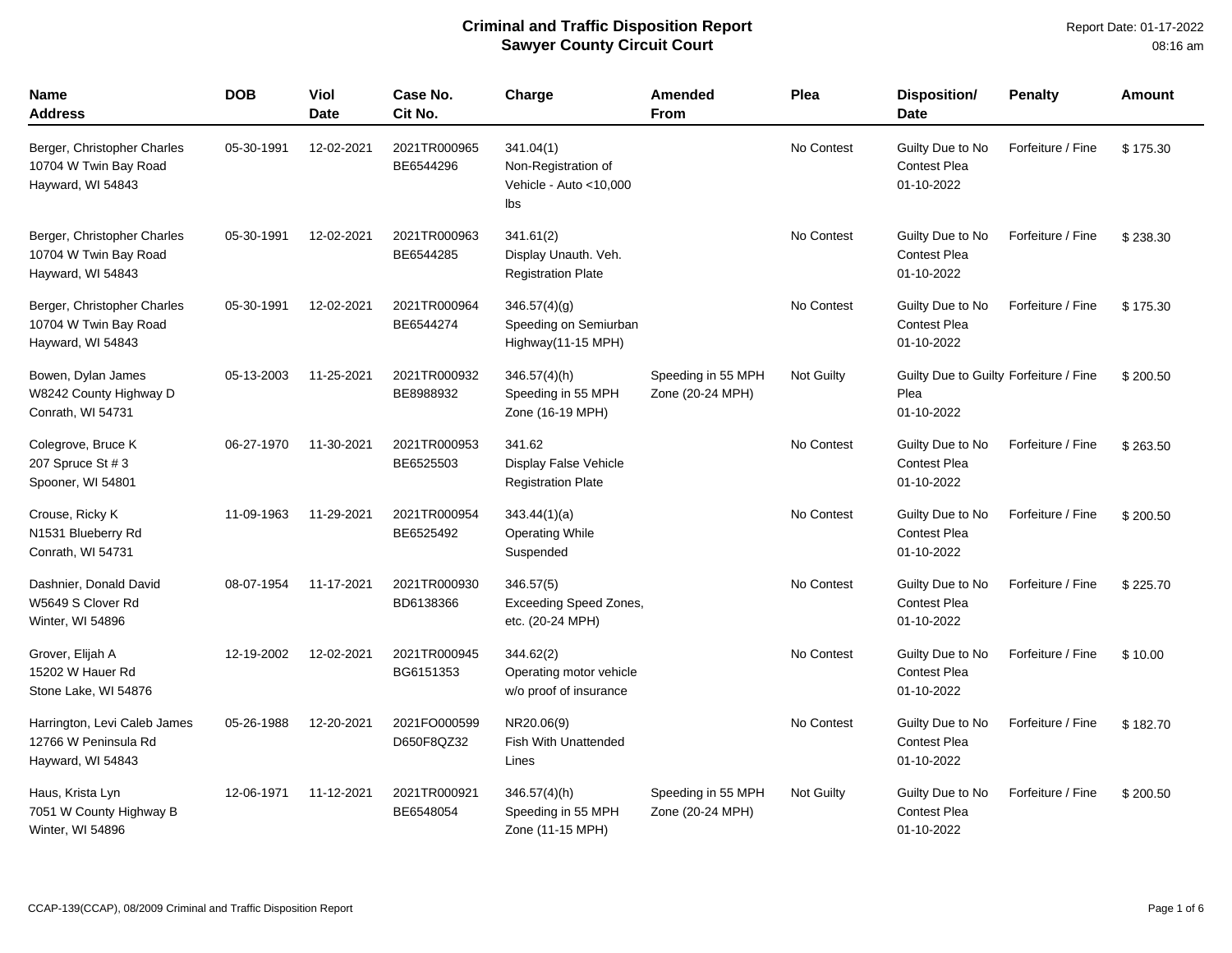# Criminal and Traffic Disposition Report
## Sawyer County Circuit Court

Report Date: 01-17-2022
08:16 am

| Name<br>Address | DOB | Viol<br>Date | Case No.<br>Cit No. | Charge | Amended<br>From | Plea | Disposition/<br>Date | Penalty | Amount |
|---|---|---|---|---|---|---|---|---|---|
| Berger, Christopher Charles<br>10704 W Twin Bay Road<br>Hayward, WI 54843 | 05-30-1991 | 12-02-2021 | 2021TR000965<br>BE6544296 | 341.04(1)<br>Non-Registration of Vehicle - Auto <10,000 lbs | | No Contest | Guilty Due to No Contest Plea<br>01-10-2022 | Forfeiture / Fine | $ 175.30 |
| Berger, Christopher Charles<br>10704 W Twin Bay Road<br>Hayward, WI 54843 | 05-30-1991 | 12-02-2021 | 2021TR000963<br>BE6544285 | 341.61(2)<br>Display Unauth. Veh. Registration Plate | | No Contest | Guilty Due to No Contest Plea<br>01-10-2022 | Forfeiture / Fine | $ 238.30 |
| Berger, Christopher Charles<br>10704 W Twin Bay Road<br>Hayward, WI 54843 | 05-30-1991 | 12-02-2021 | 2021TR000964<br>BE6544274 | 346.57(4)(g)<br>Speeding on Semiurban Highway(11-15 MPH) | | No Contest | Guilty Due to No Contest Plea<br>01-10-2022 | Forfeiture / Fine | $ 175.30 |
| Bowen, Dylan James<br>W8242 County Highway D<br>Conrath, WI 54731 | 05-13-2003 | 11-25-2021 | 2021TR000932<br>BE8988932 | 346.57(4)(h)<br>Speeding in 55 MPH Zone (16-19 MPH) | Speeding in 55 MPH Zone (20-24 MPH) | Not Guilty | Guilty Due to Guilty Plea<br>01-10-2022 | Forfeiture / Fine | $ 200.50 |
| Colegrove, Bruce K<br>207 Spruce St # 3<br>Spooner, WI 54801 | 06-27-1970 | 11-30-2021 | 2021TR000953<br>BE6525503 | 341.62<br>Display False Vehicle Registration Plate | | No Contest | Guilty Due to No Contest Plea<br>01-10-2022 | Forfeiture / Fine | $ 263.50 |
| Crouse, Ricky K<br>N1531 Blueberry Rd<br>Conrath, WI 54731 | 11-09-1963 | 11-29-2021 | 2021TR000954<br>BE6525492 | 343.44(1)(a)<br>Operating While Suspended | | No Contest | Guilty Due to No Contest Plea<br>01-10-2022 | Forfeiture / Fine | $ 200.50 |
| Dashnier, Donald David<br>W5649 S Clover Rd<br>Winter, WI 54896 | 08-07-1954 | 11-17-2021 | 2021TR000930<br>BD6138366 | 346.57(5)<br>Exceeding Speed Zones, etc. (20-24 MPH) | | No Contest | Guilty Due to No Contest Plea<br>01-10-2022 | Forfeiture / Fine | $ 225.70 |
| Grover, Elijah A<br>15202 W Hauer Rd<br>Stone Lake, WI 54876 | 12-19-2002 | 12-02-2021 | 2021TR000945<br>BG6151353 | 344.62(2)<br>Operating motor vehicle w/o proof of insurance | | No Contest | Guilty Due to No Contest Plea<br>01-10-2022 | Forfeiture / Fine | $ 10.00 |
| Harrington, Levi Caleb James<br>12766 W Peninsula Rd<br>Hayward, WI 54843 | 05-26-1988 | 12-20-2021 | 2021FO000599<br>D650F8QZ32 | NR20.06(9)<br>Fish With Unattended Lines | | No Contest | Guilty Due to No Contest Plea<br>01-10-2022 | Forfeiture / Fine | $ 182.70 |
| Haus, Krista Lyn<br>7051 W County Highway B<br>Winter, WI 54896 | 12-06-1971 | 11-12-2021 | 2021TR000921<br>BE6548054 | 346.57(4)(h)<br>Speeding in 55 MPH Zone (11-15 MPH) | Speeding in 55 MPH Zone (20-24 MPH) | Not Guilty | Guilty Due to No Contest Plea<br>01-10-2022 | Forfeiture / Fine | $ 200.50 |

CCAP-139(CCAP), 08/2009 Criminal and Traffic Disposition Report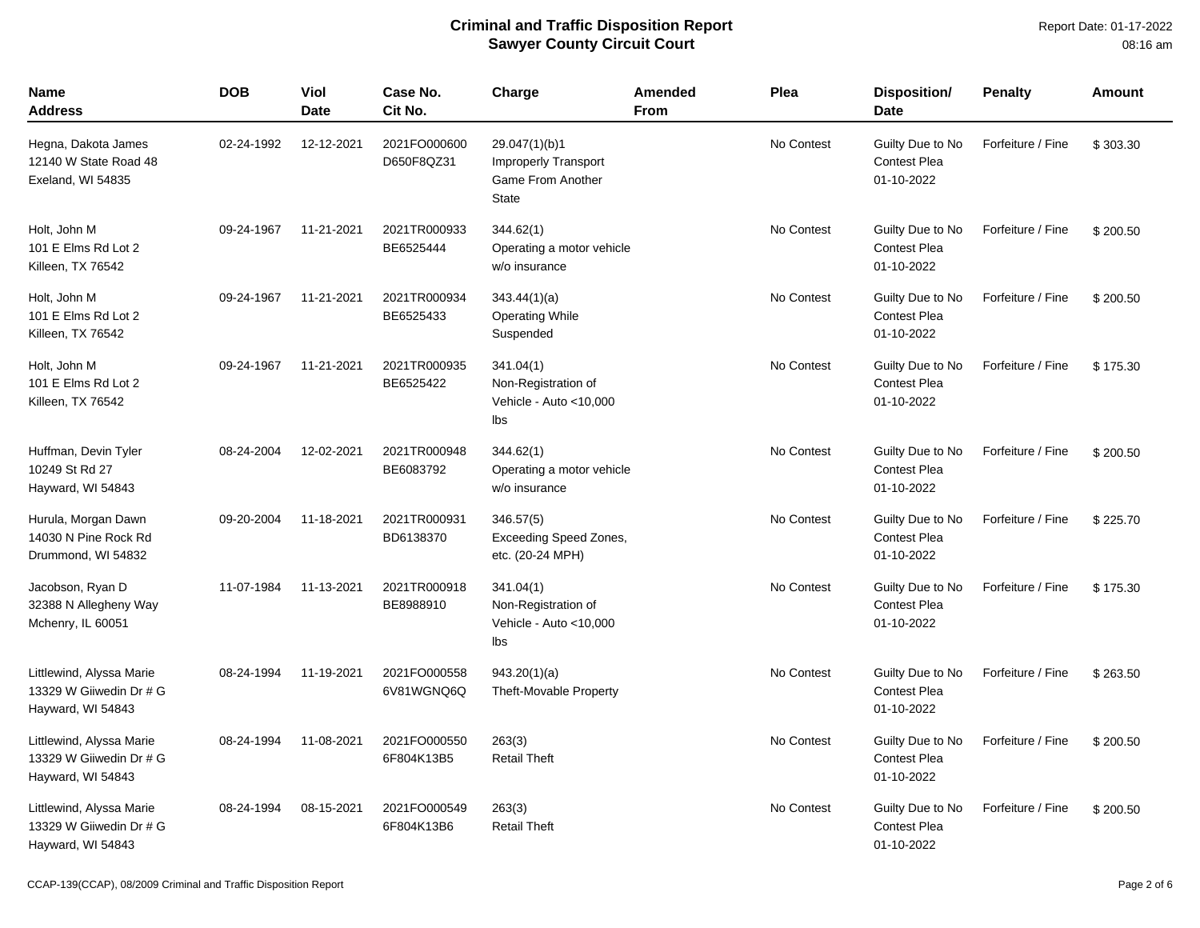# Criminal and Traffic Disposition Report
## Sawyer County Circuit Court

Report Date: 01-17-2022
08:16 am

| Name<br>Address | DOB | Viol Date | Case No.<br>Cit No. | Charge | Amended From | Plea | Disposition/<br>Date | Penalty | Amount |
|---|---|---|---|---|---|---|---|---|---|
| Hegna, Dakota James<br>12140 W State Road 48<br>Exeland, WI 54835 | 02-24-1992 | 12-12-2021 | 2021FO000600<br>D650F8QZ31 | 29.047(1)(b)1<br>Improperly Transport Game From Another State | | No Contest | Guilty Due to No Contest Plea<br>01-10-2022 | Forfeiture / Fine | $ 303.30 |
| Holt, John M<br>101 E Elms Rd Lot 2<br>Killeen, TX 76542 | 09-24-1967 | 11-21-2021 | 2021TR000933<br>BE6525444 | 344.62(1)<br>Operating a motor vehicle w/o insurance | | No Contest | Guilty Due to No Contest Plea<br>01-10-2022 | Forfeiture / Fine | $ 200.50 |
| Holt, John M<br>101 E Elms Rd Lot 2<br>Killeen, TX 76542 | 09-24-1967 | 11-21-2021 | 2021TR000934<br>BE6525433 | 343.44(1)(a)<br>Operating While Suspended | | No Contest | Guilty Due to No Contest Plea<br>01-10-2022 | Forfeiture / Fine | $ 200.50 |
| Holt, John M<br>101 E Elms Rd Lot 2<br>Killeen, TX 76542 | 09-24-1967 | 11-21-2021 | 2021TR000935<br>BE6525422 | 341.04(1)<br>Non-Registration of Vehicle - Auto <10,000 lbs | | No Contest | Guilty Due to No Contest Plea<br>01-10-2022 | Forfeiture / Fine | $ 175.30 |
| Huffman, Devin Tyler<br>10249 St Rd 27<br>Hayward, WI 54843 | 08-24-2004 | 12-02-2021 | 2021TR000948<br>BE6083792 | 344.62(1)<br>Operating a motor vehicle w/o insurance | | No Contest | Guilty Due to No Contest Plea<br>01-10-2022 | Forfeiture / Fine | $ 200.50 |
| Hurula, Morgan Dawn<br>14030 N Pine Rock Rd<br>Drummond, WI 54832 | 09-20-2004 | 11-18-2021 | 2021TR000931<br>BD6138370 | 346.57(5)<br>Exceeding Speed Zones, etc. (20-24 MPH) | | No Contest | Guilty Due to No Contest Plea<br>01-10-2022 | Forfeiture / Fine | $ 225.70 |
| Jacobson, Ryan D<br>32388 N Allegheny Way<br>Mchenry, IL 60051 | 11-07-1984 | 11-13-2021 | 2021TR000918<br>BE8988910 | 341.04(1)<br>Non-Registration of Vehicle - Auto <10,000 lbs | | No Contest | Guilty Due to No Contest Plea<br>01-10-2022 | Forfeiture / Fine | $ 175.30 |
| Littlewind, Alyssa Marie<br>13329 W Giiwedin Dr # G<br>Hayward, WI 54843 | 08-24-1994 | 11-19-2021 | 2021FO000558<br>6V81WGNQ6Q | 943.20(1)(a)<br>Theft-Movable Property | | No Contest | Guilty Due to No Contest Plea<br>01-10-2022 | Forfeiture / Fine | $ 263.50 |
| Littlewind, Alyssa Marie<br>13329 W Giiwedin Dr # G<br>Hayward, WI 54843 | 08-24-1994 | 11-08-2021 | 2021FO000550<br>6F804K13B5 | 263(3)<br>Retail Theft | | No Contest | Guilty Due to No Contest Plea<br>01-10-2022 | Forfeiture / Fine | $ 200.50 |
| Littlewind, Alyssa Marie<br>13329 W Giiwedin Dr # G<br>Hayward, WI 54843 | 08-24-1994 | 08-15-2021 | 2021FO000549<br>6F804K13B6 | 263(3)<br>Retail Theft | | No Contest | Guilty Due to No Contest Plea<br>01-10-2022 | Forfeiture / Fine | $ 200.50 |

CCAP-139(CCAP), 08/2009 Criminal and Traffic Disposition Report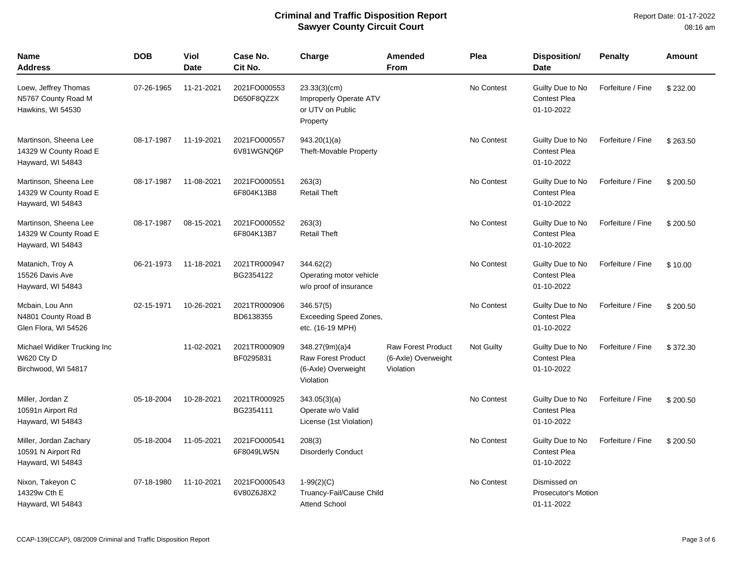# Criminal and Traffic Disposition Report
## Sawyer County Circuit Court

Report Date: 01-17-2022
08:16 am

| Name<br>Address | DOB | Viol Date | Case No.<br>Cit No. | Charge | Amended From | Plea | Disposition/<br>Date | Penalty | Amount |
|---|---|---|---|---|---|---|---|---|---|
| Loew, Jeffrey Thomas<br>N5767 County Road M<br>Hawkins, WI 54530 | 07-26-1965 | 11-21-2021 | 2021FO000553<br>D650F8QZ2X | 23.33(3)(cm)<br>Improperly Operate ATV or UTV on Public Property | | No Contest | Guilty Due to No Contest Plea<br>01-10-2022 | Forfeiture / Fine | $ 232.00 |
| Martinson, Sheena Lee<br>14329 W County Road E<br>Hayward, WI 54843 | 08-17-1987 | 11-19-2021 | 2021FO000557<br>6V81WGNQ6P | 943.20(1)(a)<br>Theft-Movable Property | | No Contest | Guilty Due to No Contest Plea<br>01-10-2022 | Forfeiture / Fine | $ 263.50 |
| Martinson, Sheena Lee<br>14329 W County Road E<br>Hayward, WI 54843 | 08-17-1987 | 11-08-2021 | 2021FO000551<br>6F804K13B8 | 263(3)<br>Retail Theft | | No Contest | Guilty Due to No Contest Plea<br>01-10-2022 | Forfeiture / Fine | $ 200.50 |
| Martinson, Sheena Lee<br>14329 W County Road E<br>Hayward, WI 54843 | 08-17-1987 | 08-15-2021 | 2021FO000552<br>6F804K13B7 | 263(3)<br>Retail Theft | | No Contest | Guilty Due to No Contest Plea<br>01-10-2022 | Forfeiture / Fine | $ 200.50 |
| Matanich, Troy A<br>15526 Davis Ave<br>Hayward, WI 54843 | 06-21-1973 | 11-18-2021 | 2021TR000947<br>BG2354122 | 344.62(2)<br>Operating motor vehicle w/o proof of insurance | | No Contest | Guilty Due to No Contest Plea<br>01-10-2022 | Forfeiture / Fine | $ 10.00 |
| Mcbain, Lou Ann<br>N4801 County Road B<br>Glen Flora, WI 54526 | 02-15-1971 | 10-26-2021 | 2021TR000906<br>BD6138355 | 346.57(5)<br>Exceeding Speed Zones, etc. (16-19 MPH) | | No Contest | Guilty Due to No Contest Plea<br>01-10-2022 | Forfeiture / Fine | $ 200.50 |
| Michael Widiker Trucking Inc<br>W620 Cty D<br>Birchwood, WI 54817 | | 11-02-2021 | 2021TR000909<br>BF0295831 | 348.27(9m)(a)4<br>Raw Forest Product (6-Axle) Overweight Violation | Raw Forest Product (6-Axle) Overweight Violation | Not Guilty | Guilty Due to No Contest Plea<br>01-10-2022 | Forfeiture / Fine | $ 372.30 |
| Miller, Jordan Z<br>10591n Airport Rd<br>Hayward, WI 54843 | 05-18-2004 | 10-28-2021 | 2021TR000925<br>BG2354111 | 343.05(3)(a)<br>Operate w/o Valid License (1st Violation) | | No Contest | Guilty Due to No Contest Plea<br>01-10-2022 | Forfeiture / Fine | $ 200.50 |
| Miller, Jordan Zachary<br>10591 N Airport Rd<br>Hayward, WI 54843 | 05-18-2004 | 11-05-2021 | 2021FO000541<br>6F8049LW5N | 208(3)<br>Disorderly Conduct | | No Contest | Guilty Due to No Contest Plea<br>01-10-2022 | Forfeiture / Fine | $ 200.50 |
| Nixon, Takeyon C<br>14329w Cth E<br>Hayward, WI 54843 | 07-18-1980 | 11-10-2021 | 2021FO000543<br>6V80Z6J8X2 | 1-99(2)(C)<br>Truancy-Fail/Cause Child Attend School | | No Contest | Dismissed on Prosecutor's Motion<br>01-11-2022 | | |

CCAP-139(CCAP), 08/2009 Criminal and Traffic Disposition Report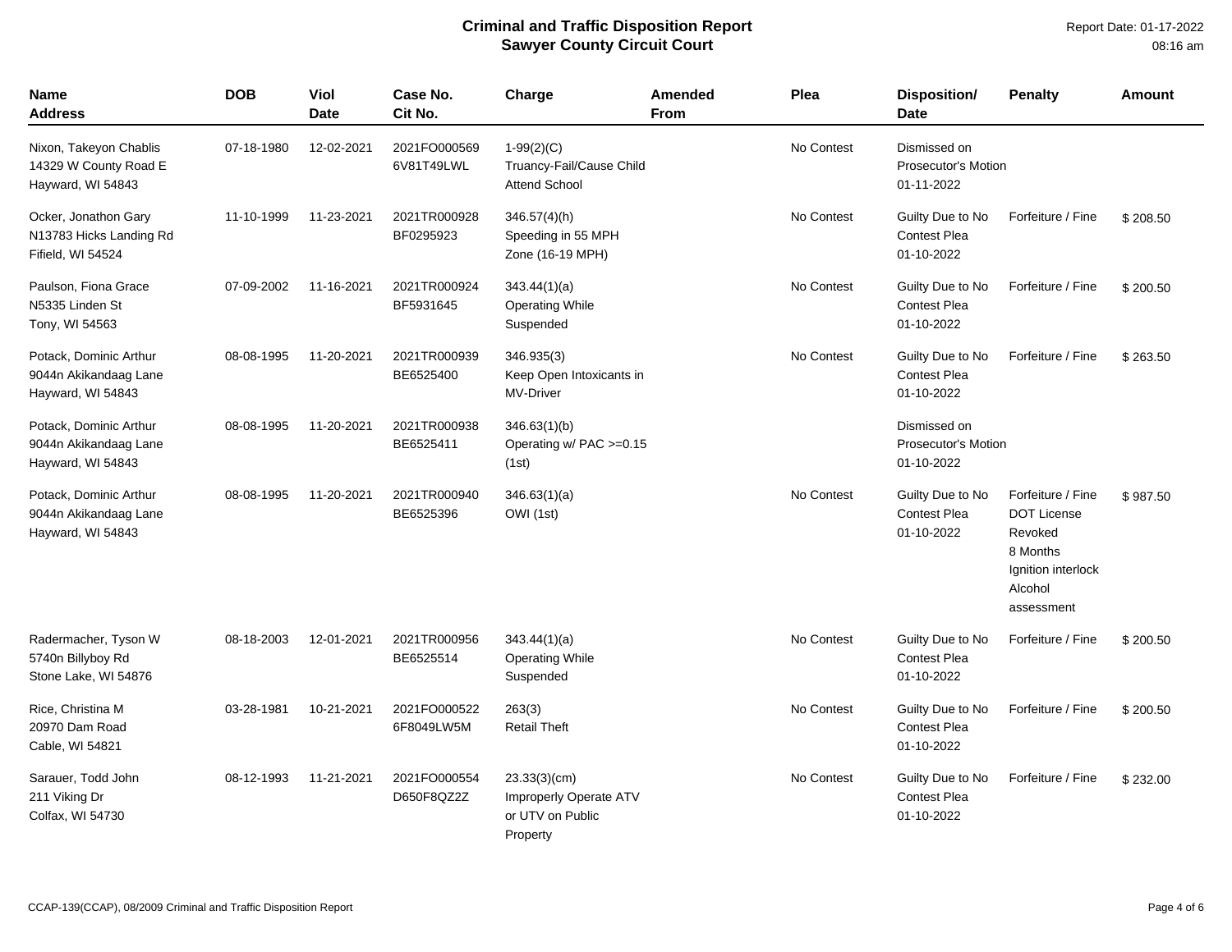# Criminal and Traffic Disposition Report
## Sawyer County Circuit Court

Report Date: 01-17-2022
08:16 am

| Name<br>Address | DOB | Viol Date | Case No.<br>Cit No. | Charge | Amended From | Plea | Disposition/<br>Date | Penalty | Amount |
|---|---|---|---|---|---|---|---|---|---|
| Nixon, Takeyon Chablis<br>14329 W County Road E<br>Hayward, WI 54843 | 07-18-1980 | 12-02-2021 | 2021FO000569<br>6V81T49LWL | 1-99(2)(C)<br>Truancy-Fail/Cause Child Attend School | | No Contest | Dismissed on Prosecutor's Motion<br>01-11-2022 | | |
| Ocker, Jonathon Gary<br>N13783 Hicks Landing Rd<br>Fifield, WI 54524 | 11-10-1999 | 11-23-2021 | 2021TR000928<br>BF0295923 | 346.57(4)(h)<br>Speeding in 55 MPH Zone (16-19 MPH) | | No Contest | Guilty Due to No Contest Plea<br>01-10-2022 | Forfeiture / Fine | $ 208.50 |
| Paulson, Fiona Grace<br>N5335 Linden St<br>Tony, WI 54563 | 07-09-2002 | 11-16-2021 | 2021TR000924<br>BF5931645 | 343.44(1)(a)<br>Operating While Suspended | | No Contest | Guilty Due to No Contest Plea<br>01-10-2022 | Forfeiture / Fine | $ 200.50 |
| Potack, Dominic Arthur<br>9044n Akikandaag Lane<br>Hayward, WI 54843 | 08-08-1995 | 11-20-2021 | 2021TR000939<br>BE6525400 | 346.935(3)<br>Keep Open Intoxicants in MV-Driver | | No Contest | Guilty Due to No Contest Plea<br>01-10-2022 | Forfeiture / Fine | $ 263.50 |
| Potack, Dominic Arthur<br>9044n Akikandaag Lane<br>Hayward, WI 54843 | 08-08-1995 | 11-20-2021 | 2021TR000938<br>BE6525411 | 346.63(1)(b)<br>Operating w/ PAC >=0.15 (1st) | | | Dismissed on Prosecutor's Motion<br>01-10-2022 | | |
| Potack, Dominic Arthur<br>9044n Akikandaag Lane<br>Hayward, WI 54843 | 08-08-1995 | 11-20-2021 | 2021TR000940<br>BE6525396 | 346.63(1)(a)<br>OWI (1st) | | No Contest | Guilty Due to No Contest Plea<br>01-10-2022 | Forfeiture / Fine<br>DOT License Revoked<br>8 Months<br>Ignition interlock<br>Alcohol assessment | $ 987.50 |
| Radermacher, Tyson W<br>5740n Billyboy Rd<br>Stone Lake, WI 54876 | 08-18-2003 | 12-01-2021 | 2021TR000956<br>BE6525514 | 343.44(1)(a)<br>Operating While Suspended | | No Contest | Guilty Due to No Contest Plea<br>01-10-2022 | Forfeiture / Fine | $ 200.50 |
| Rice, Christina M<br>20970 Dam Road<br>Cable, WI 54821 | 03-28-1981 | 10-21-2021 | 2021FO000522<br>6F8049LW5M | 263(3)<br>Retail Theft | | No Contest | Guilty Due to No Contest Plea<br>01-10-2022 | Forfeiture / Fine | $ 200.50 |
| Sarauer, Todd John<br>211 Viking Dr<br>Colfax, WI 54730 | 08-12-1993 | 11-21-2021 | 2021FO000554<br>D650F8QZ2Z | 23.33(3)(cm)<br>Improperly Operate ATV or UTV on Public Property | | No Contest | Guilty Due to No Contest Plea<br>01-10-2022 | Forfeiture / Fine | $ 232.00 |

CCAP-139(CCAP), 08/2009 Criminal and Traffic Disposition Report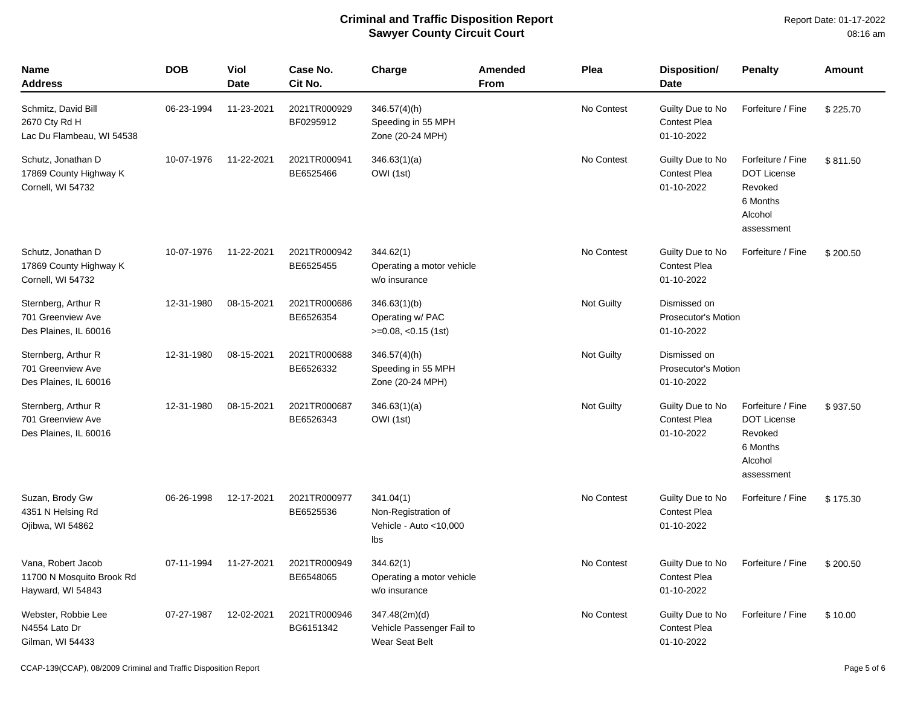# Criminal and Traffic Disposition Report
## Sawyer County Circuit Court

Report Date: 01-17-2022
08:16 am

| Name<br>Address | DOB | Viol Date | Case No.<br>Cit No. | Charge | Amended From | Plea | Disposition/<br>Date | Penalty | Amount |
|---|---|---|---|---|---|---|---|---|---|
| Schmitz, David Bill<br>2670 Cty Rd H<br>Lac Du Flambeau, WI 54538 | 06-23-1994 | 11-23-2021 | 2021TR000929<br>BF0295912 | 346.57(4)(h)<br>Speeding in 55 MPH Zone (20-24 MPH) | | No Contest | Guilty Due to No Contest Plea<br>01-10-2022 | Forfeiture / Fine | $ 225.70 |
| Schutz, Jonathan D<br>17869 County Highway K<br>Cornell, WI 54732 | 10-07-1976 | 11-22-2021 | 2021TR000941<br>BE6525466 | 346.63(1)(a)<br>OWI (1st) | | No Contest | Guilty Due to No Contest Plea<br>01-10-2022 | Forfeiture / Fine<br>DOT License Revoked<br>6 Months<br>Alcohol assessment | $ 811.50 |
| Schutz, Jonathan D<br>17869 County Highway K<br>Cornell, WI 54732 | 10-07-1976 | 11-22-2021 | 2021TR000942<br>BE6525455 | 344.62(1)<br>Operating a motor vehicle w/o insurance | | No Contest | Guilty Due to No Contest Plea<br>01-10-2022 | Forfeiture / Fine | $ 200.50 |
| Sternberg, Arthur R<br>701 Greenview Ave<br>Des Plaines, IL 60016 | 12-31-1980 | 08-15-2021 | 2021TR000686<br>BE6526354 | 346.63(1)(b)<br>Operating w/ PAC >=0.08, <0.15 (1st) | | Not Guilty | Dismissed on Prosecutor's Motion<br>01-10-2022 | | |
| Sternberg, Arthur R<br>701 Greenview Ave<br>Des Plaines, IL 60016 | 12-31-1980 | 08-15-2021 | 2021TR000688<br>BE6526332 | 346.57(4)(h)<br>Speeding in 55 MPH Zone (20-24 MPH) | | Not Guilty | Dismissed on Prosecutor's Motion<br>01-10-2022 | | |
| Sternberg, Arthur R<br>701 Greenview Ave<br>Des Plaines, IL 60016 | 12-31-1980 | 08-15-2021 | 2021TR000687<br>BE6526343 | 346.63(1)(a)<br>OWI (1st) | | Not Guilty | Guilty Due to No Contest Plea<br>01-10-2022 | Forfeiture / Fine<br>DOT License Revoked<br>6 Months<br>Alcohol assessment | $ 937.50 |
| Suzan, Brody Gw<br>4351 N Helsing Rd<br>Ojibwa, WI 54862 | 06-26-1998 | 12-17-2021 | 2021TR000977<br>BE6525536 | 341.04(1)<br>Non-Registration of Vehicle - Auto <10,000 lbs | | No Contest | Guilty Due to No Contest Plea<br>01-10-2022 | Forfeiture / Fine | $ 175.30 |
| Vana, Robert Jacob<br>11700 N Mosquito Brook Rd<br>Hayward, WI 54843 | 07-11-1994 | 11-27-2021 | 2021TR000949<br>BE6548065 | 344.62(1)<br>Operating a motor vehicle w/o insurance | | No Contest | Guilty Due to No Contest Plea<br>01-10-2022 | Forfeiture / Fine | $ 200.50 |
| Webster, Robbie Lee<br>N4554 Lato Dr<br>Gilman, WI 54433 | 07-27-1987 | 12-02-2021 | 2021TR000946<br>BG6151342 | 347.48(2m)(d)<br>Vehicle Passenger Fail to Wear Seat Belt | | No Contest | Guilty Due to No Contest Plea<br>01-10-2022 | Forfeiture / Fine | $ 10.00 |

CCAP-139(CCAP), 08/2009 Criminal and Traffic Disposition Report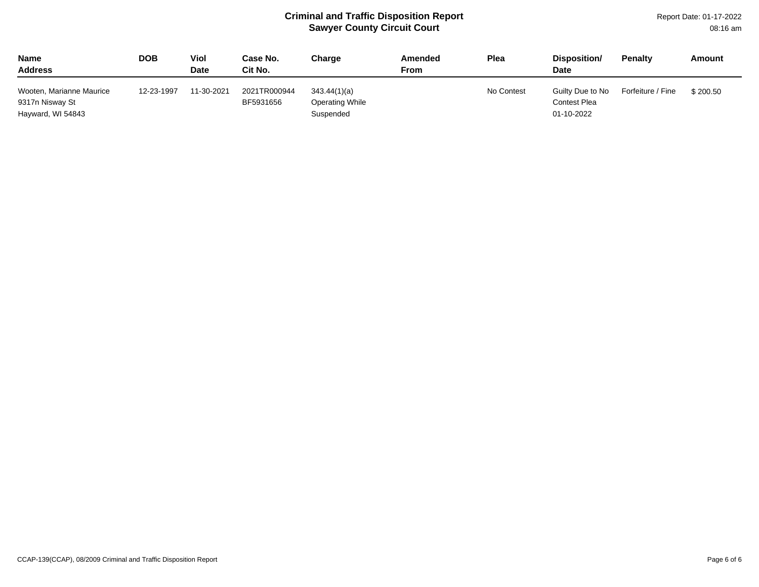# Criminal and Traffic Disposition Report
## Sawyer County Circuit Court

Report Date: 01-17-2022
08:16 am

| Name<br>Address | DOB | Viol Date | Case No.<br>Cit No. | Charge | Amended From | Plea | Disposition/ Date | Penalty | Amount |
|---|---|---|---|---|---|---|---|---|---|
| Wooten, Marianne Maurice<br>9317n Nisway St<br>Hayward, WI 54843 | 12-23-1997 | 11-30-2021 | 2021TR000944<br>BF5931656 | 343.44(1)(a)<br>Operating While Suspended | | No Contest | Guilty Due to No Contest Plea<br>01-10-2022 | Forfeiture / Fine | $ 200.50 |

CCAP-139(CCAP), 08/2009 Criminal and Traffic Disposition Report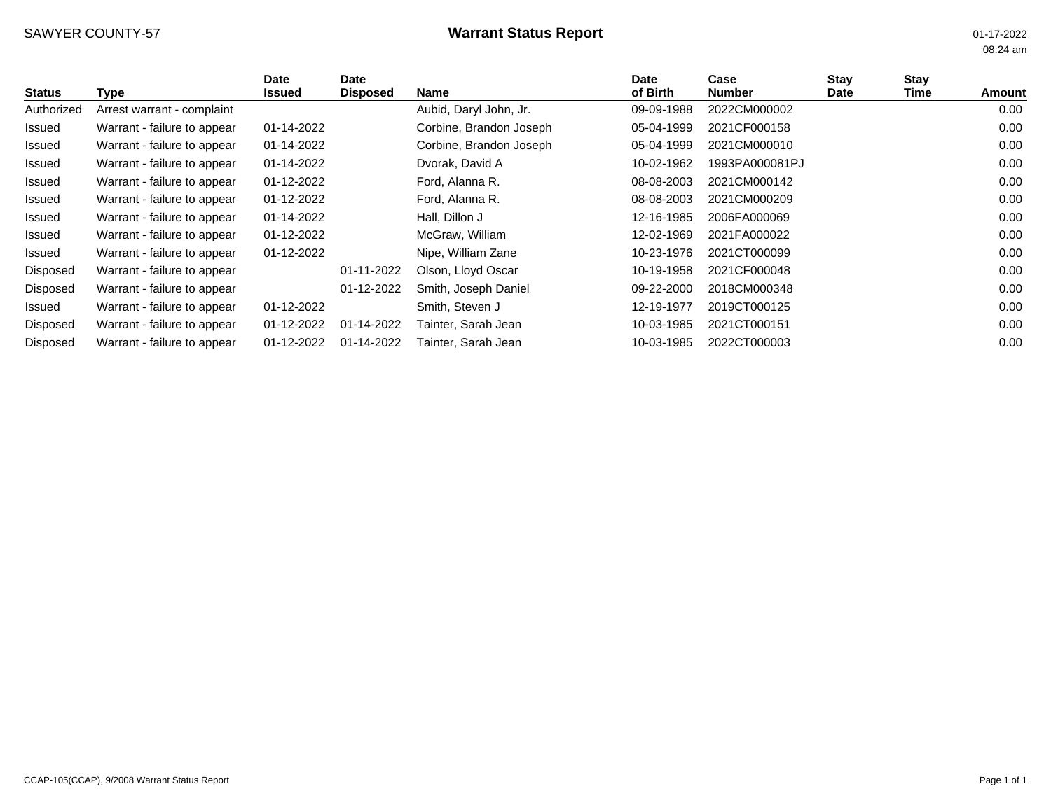SAWYER COUNTY-57

# Warrant Status Report

01-17-2022
08:24 am

| Status | Type | Date Issued | Date Disposed | Name | Date of Birth | Case Number | Stay Date | Stay Time | Amount |
|---|---|---|---|---|---|---|---|---|---|
| Authorized | Arrest warrant - complaint | | | Aubid, Daryl John, Jr. | 09-09-1988 | 2022CM000002 | | | 0.00 |
| Issued | Warrant - failure to appear | 01-14-2022 | | Corbine, Brandon Joseph | 05-04-1999 | 2021CF000158 | | | 0.00 |
| Issued | Warrant - failure to appear | 01-14-2022 | | Corbine, Brandon Joseph | 05-04-1999 | 2021CM000010 | | | 0.00 |
| Issued | Warrant - failure to appear | 01-14-2022 | | Dvorak, David A | 10-02-1962 | 1993PA000081PJ | | | 0.00 |
| Issued | Warrant - failure to appear | 01-12-2022 | | Ford, Alanna R. | 08-08-2003 | 2021CM000142 | | | 0.00 |
| Issued | Warrant - failure to appear | 01-12-2022 | | Ford, Alanna R. | 08-08-2003 | 2021CM000209 | | | 0.00 |
| Issued | Warrant - failure to appear | 01-14-2022 | | Hall, Dillon J | 12-16-1985 | 2006FA000069 | | | 0.00 |
| Issued | Warrant - failure to appear | 01-12-2022 | | McGraw, William | 12-02-1969 | 2021FA000022 | | | 0.00 |
| Issued | Warrant - failure to appear | 01-12-2022 | | Nipe, William Zane | 10-23-1976 | 2021CT000099 | | | 0.00 |
| Disposed | Warrant - failure to appear | | 01-11-2022 | Olson, Lloyd Oscar | 10-19-1958 | 2021CF000048 | | | 0.00 |
| Disposed | Warrant - failure to appear | | 01-12-2022 | Smith, Joseph Daniel | 09-22-2000 | 2018CM000348 | | | 0.00 |
| Issued | Warrant - failure to appear | 01-12-2022 | | Smith, Steven J | 12-19-1977 | 2019CT000125 | | | 0.00 |
| Disposed | Warrant - failure to appear | 01-12-2022 | 01-14-2022 | Tainter, Sarah Jean | 10-03-1985 | 2021CT000151 | | | 0.00 |
| Disposed | Warrant - failure to appear | 01-12-2022 | 01-14-2022 | Tainter, Sarah Jean | 10-03-1985 | 2022CT000003 | | | 0.00 |

CCAP-105(CCAP), 9/2008 Warrant Status Report